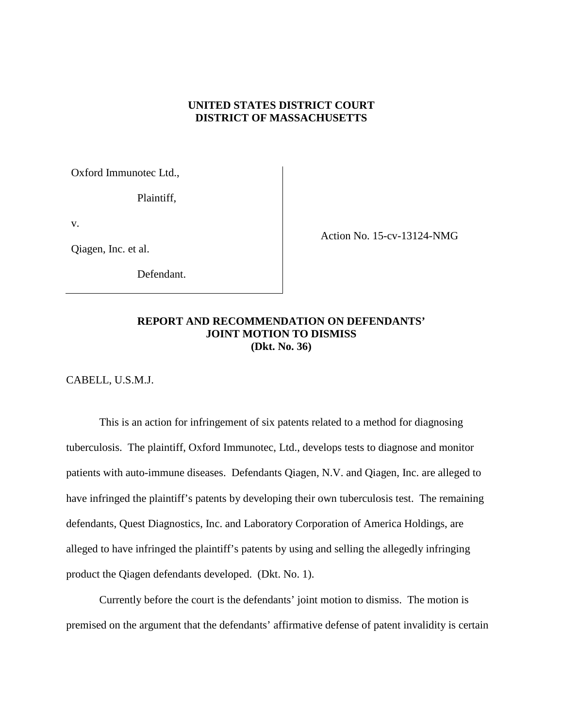**UNITED STATES DISTRICT COURT**
**DISTRICT OF MASSACHUSETTS**

| | |
|---|---|
| Oxford Immunotec Ltd.,<br><br>Plaintiff,<br><br>v.<br><br>Qiagen, Inc. et al.<br><br>Defendant. | Action No. 15-cv-13124-NMG |

**REPORT AND RECOMMENDATION ON DEFENDANTS' JOINT MOTION TO DISMISS (Dkt. No. 36)**

CABELL, U.S.M.J.

This is an action for infringement of six patents related to a method for diagnosing tuberculosis. The plaintiff, Oxford Immunotec, Ltd., develops tests to diagnose and monitor patients with auto-immune diseases. Defendants Qiagen, N.V. and Qiagen, Inc. are alleged to have infringed the plaintiff's patents by developing their own tuberculosis test. The remaining defendants, Quest Diagnostics, Inc. and Laboratory Corporation of America Holdings, are alleged to have infringed the plaintiff's patents by using and selling the allegedly infringing product the Qiagen defendants developed. (Dkt. No. 1).

Currently before the court is the defendants' joint motion to dismiss. The motion is premised on the argument that the defendants' affirmative defense of patent invalidity is certain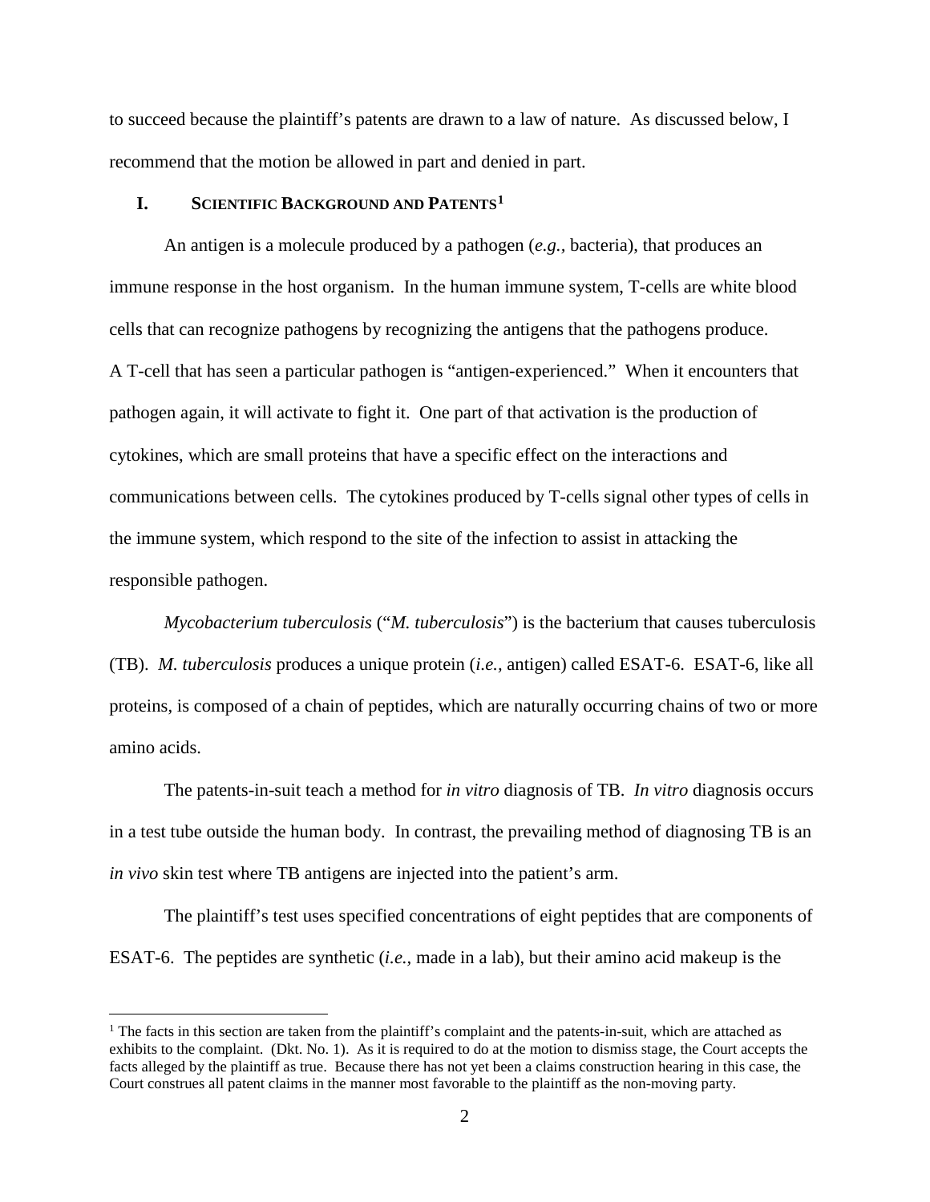to succeed because the plaintiff's patents are drawn to a law of nature. As discussed below, I recommend that the motion be allowed in part and denied in part.

## I. Scientific Background and Patents[1]

An antigen is a molecule produced by a pathogen (*e.g.*, bacteria), that produces an immune response in the host organism. In the human immune system, T-cells are white blood cells that can recognize pathogens by recognizing the antigens that the pathogens produce. A T-cell that has seen a particular pathogen is "antigen-experienced." When it encounters that pathogen again, it will activate to fight it. One part of that activation is the production of cytokines, which are small proteins that have a specific effect on the interactions and communications between cells. The cytokines produced by T-cells signal other types of cells in the immune system, which respond to the site of the infection to assist in attacking the responsible pathogen.

*Mycobacterium tuberculosis* ("*M. tuberculosis*") is the bacterium that causes tuberculosis (TB). *M. tuberculosis* produces a unique protein (*i.e.*, antigen) called ESAT-6. ESAT-6, like all proteins, is composed of a chain of peptides, which are naturally occurring chains of two or more amino acids.

The patents-in-suit teach a method for *in vitro* diagnosis of TB. *In vitro* diagnosis occurs in a test tube outside the human body. In contrast, the prevailing method of diagnosing TB is an *in vivo* skin test where TB antigens are injected into the patient's arm.

The plaintiff's test uses specified concentrations of eight peptides that are components of ESAT-6. The peptides are synthetic (*i.e.*, made in a lab), but their amino acid makeup is the

---

[1] The facts in this section are taken from the plaintiff's complaint and the patents-in-suit, which are attached as exhibits to the complaint. (Dkt. No. 1). As it is required to do at the motion to dismiss stage, the Court accepts the facts alleged by the plaintiff as true. Because there has not yet been a claims construction hearing in this case, the Court construes all patent claims in the manner most favorable to the plaintiff as the non-moving party.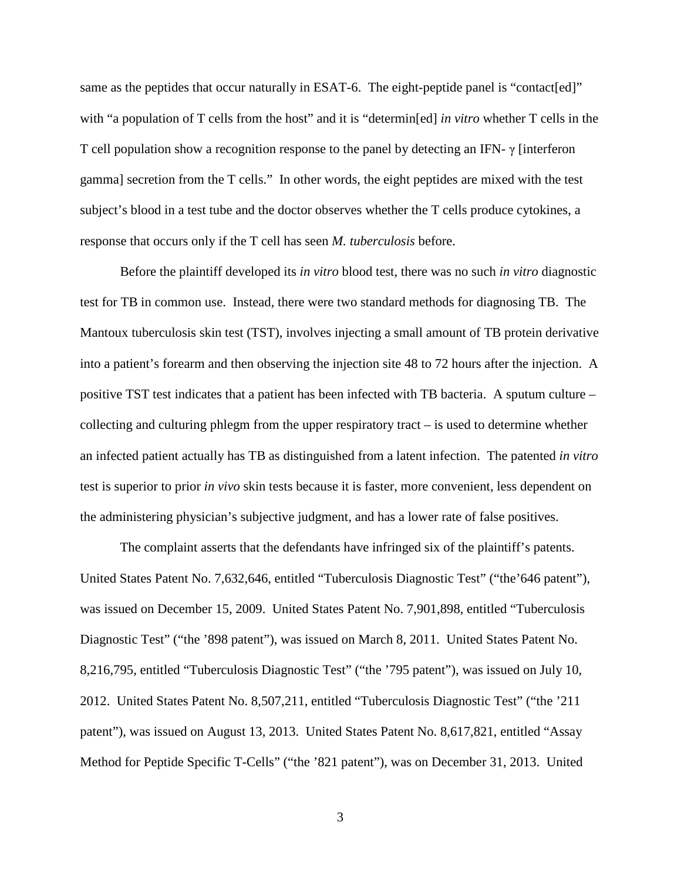same as the peptides that occur naturally in ESAT-6. The eight-peptide panel is "contact[ed]" with "a population of T cells from the host" and it is "determin[ed] *in vitro* whether T cells in the T cell population show a recognition response to the panel by detecting an IFN- γ [interferon gamma] secretion from the T cells." In other words, the eight peptides are mixed with the test subject's blood in a test tube and the doctor observes whether the T cells produce cytokines, a response that occurs only if the T cell has seen *M. tuberculosis* before.

Before the plaintiff developed its *in vitro* blood test, there was no such *in vitro* diagnostic test for TB in common use. Instead, there were two standard methods for diagnosing TB. The Mantoux tuberculosis skin test (TST), involves injecting a small amount of TB protein derivative into a patient's forearm and then observing the injection site 48 to 72 hours after the injection. A positive TST test indicates that a patient has been infected with TB bacteria. A sputum culture – collecting and culturing phlegm from the upper respiratory tract – is used to determine whether an infected patient actually has TB as distinguished from a latent infection. The patented *in vitro* test is superior to prior *in vivo* skin tests because it is faster, more convenient, less dependent on the administering physician's subjective judgment, and has a lower rate of false positives.

The complaint asserts that the defendants have infringed six of the plaintiff's patents. United States Patent No. 7,632,646, entitled "Tuberculosis Diagnostic Test" ("the'646 patent"), was issued on December 15, 2009. United States Patent No. 7,901,898, entitled "Tuberculosis Diagnostic Test" ("the '898 patent"), was issued on March 8, 2011. United States Patent No. 8,216,795, entitled "Tuberculosis Diagnostic Test" ("the '795 patent"), was issued on July 10, 2012. United States Patent No. 8,507,211, entitled "Tuberculosis Diagnostic Test" ("the '211 patent"), was issued on August 13, 2013. United States Patent No. 8,617,821, entitled "Assay Method for Peptide Specific T-Cells" ("the '821 patent"), was on December 31, 2013. United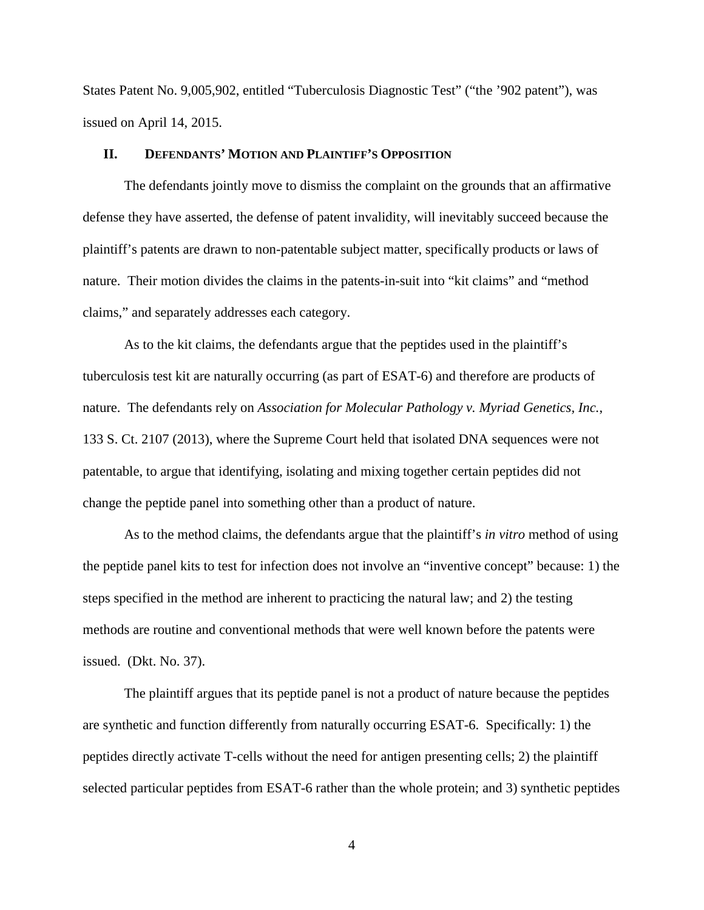States Patent No. 9,005,902, entitled "Tuberculosis Diagnostic Test" ("the '902 patent"), was issued on April 14, 2015.

## II. Defendants' Motion and Plaintiff's Opposition

The defendants jointly move to dismiss the complaint on the grounds that an affirmative defense they have asserted, the defense of patent invalidity, will inevitably succeed because the plaintiff's patents are drawn to non-patentable subject matter, specifically products or laws of nature. Their motion divides the claims in the patents-in-suit into "kit claims" and "method claims," and separately addresses each category.

As to the kit claims, the defendants argue that the peptides used in the plaintiff's tuberculosis test kit are naturally occurring (as part of ESAT-6) and therefore are products of nature. The defendants rely on *Association for Molecular Pathology v. Myriad Genetics, Inc.*, 133 S. Ct. 2107 (2013), where the Supreme Court held that isolated DNA sequences were not patentable, to argue that identifying, isolating and mixing together certain peptides did not change the peptide panel into something other than a product of nature.

As to the method claims, the defendants argue that the plaintiff's *in vitro* method of using the peptide panel kits to test for infection does not involve an "inventive concept" because: 1) the steps specified in the method are inherent to practicing the natural law; and 2) the testing methods are routine and conventional methods that were well known before the patents were issued. (Dkt. No. 37).

The plaintiff argues that its peptide panel is not a product of nature because the peptides are synthetic and function differently from naturally occurring ESAT-6. Specifically: 1) the peptides directly activate T-cells without the need for antigen presenting cells; 2) the plaintiff selected particular peptides from ESAT-6 rather than the whole protein; and 3) synthetic peptides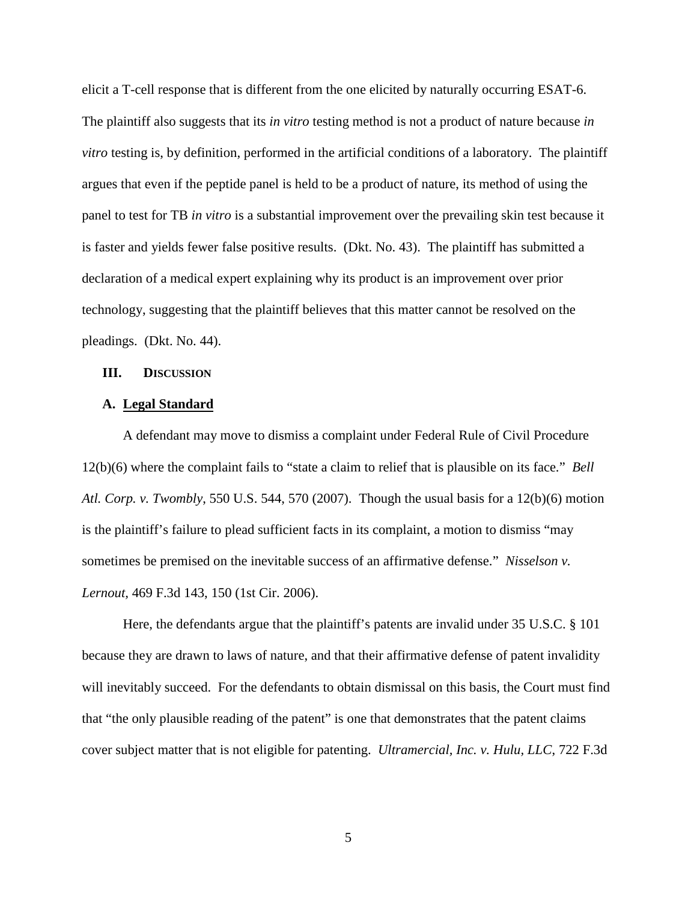elicit a T-cell response that is different from the one elicited by naturally occurring ESAT-6. The plaintiff also suggests that its *in vitro* testing method is not a product of nature because *in vitro* testing is, by definition, performed in the artificial conditions of a laboratory. The plaintiff argues that even if the peptide panel is held to be a product of nature, its method of using the panel to test for TB *in vitro* is a substantial improvement over the prevailing skin test because it is faster and yields fewer false positive results. (Dkt. No. 43). The plaintiff has submitted a declaration of a medical expert explaining why its product is an improvement over prior technology, suggesting that the plaintiff believes that this matter cannot be resolved on the pleadings. (Dkt. No. 44).

## III. Discussion

### A. Legal Standard

A defendant may move to dismiss a complaint under Federal Rule of Civil Procedure 12(b)(6) where the complaint fails to "state a claim to relief that is plausible on its face." *Bell Atl. Corp. v. Twombly*, 550 U.S. 544, 570 (2007). Though the usual basis for a 12(b)(6) motion is the plaintiff's failure to plead sufficient facts in its complaint, a motion to dismiss "may sometimes be premised on the inevitable success of an affirmative defense." *Nisselson v. Lernout*, 469 F.3d 143, 150 (1st Cir. 2006).

Here, the defendants argue that the plaintiff's patents are invalid under 35 U.S.C. § 101 because they are drawn to laws of nature, and that their affirmative defense of patent invalidity will inevitably succeed. For the defendants to obtain dismissal on this basis, the Court must find that "the only plausible reading of the patent" is one that demonstrates that the patent claims cover subject matter that is not eligible for patenting. *Ultramercial, Inc. v. Hulu, LLC*, 722 F.3d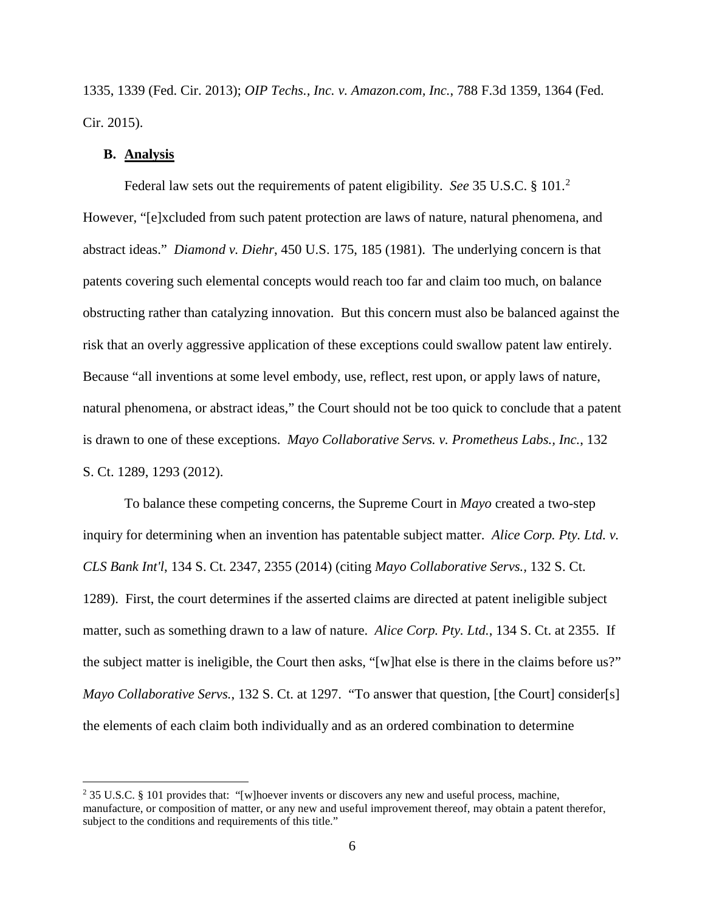1335, 1339 (Fed. Cir. 2013); *OIP Techs., Inc. v. Amazon.com, Inc.*, 788 F.3d 1359, 1364 (Fed. Cir. 2015).

### B. Analysis

Federal law sets out the requirements of patent eligibility. *See* 35 U.S.C. § 101.[2] However, "[e]xcluded from such patent protection are laws of nature, natural phenomena, and abstract ideas." *Diamond v. Diehr*, 450 U.S. 175, 185 (1981). The underlying concern is that patents covering such elemental concepts would reach too far and claim too much, on balance obstructing rather than catalyzing innovation. But this concern must also be balanced against the risk that an overly aggressive application of these exceptions could swallow patent law entirely. Because "all inventions at some level embody, use, reflect, rest upon, or apply laws of nature, natural phenomena, or abstract ideas," the Court should not be too quick to conclude that a patent is drawn to one of these exceptions. *Mayo Collaborative Servs. v. Prometheus Labs., Inc.*, 132 S. Ct. 1289, 1293 (2012).

To balance these competing concerns, the Supreme Court in *Mayo* created a two-step inquiry for determining when an invention has patentable subject matter. *Alice Corp. Pty. Ltd. v. CLS Bank Int'l*, 134 S. Ct. 2347, 2355 (2014) (citing *Mayo Collaborative Servs.*, 132 S. Ct. 1289). First, the court determines if the asserted claims are directed at patent ineligible subject matter, such as something drawn to a law of nature. *Alice Corp. Pty. Ltd.*, 134 S. Ct. at 2355. If the subject matter is ineligible, the Court then asks, "[w]hat else is there in the claims before us?" *Mayo Collaborative Servs.*, 132 S. Ct. at 1297. "To answer that question, [the Court] consider[s] the elements of each claim both individually and as an ordered combination to determine

---

[2] 35 U.S.C. § 101 provides that: "[w]hoever invents or discovers any new and useful process, machine, manufacture, or composition of matter, or any new and useful improvement thereof, may obtain a patent therefor, subject to the conditions and requirements of this title."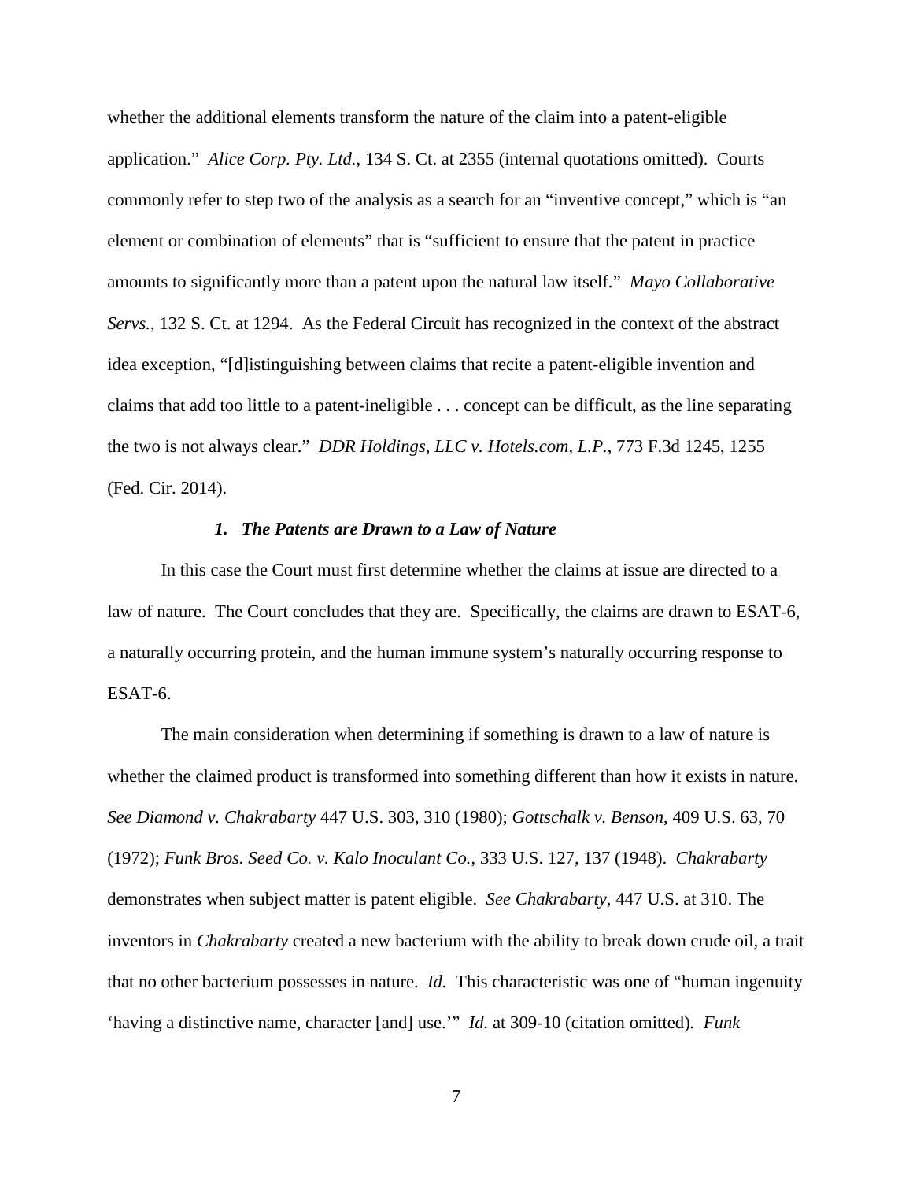whether the additional elements transform the nature of the claim into a patent-eligible application." *Alice Corp. Pty. Ltd.*, 134 S. Ct. at 2355 (internal quotations omitted). Courts commonly refer to step two of the analysis as a search for an "inventive concept," which is "an element or combination of elements" that is "sufficient to ensure that the patent in practice amounts to significantly more than a patent upon the natural law itself." *Mayo Collaborative Servs.*, 132 S. Ct. at 1294. As the Federal Circuit has recognized in the context of the abstract idea exception, "[d]istinguishing between claims that recite a patent-eligible invention and claims that add too little to a patent-ineligible . . . concept can be difficult, as the line separating the two is not always clear." *DDR Holdings, LLC v. Hotels.com, L.P.*, 773 F.3d 1245, 1255 (Fed. Cir. 2014).

### ***1. The Patents are Drawn to a Law of Nature***

In this case the Court must first determine whether the claims at issue are directed to a law of nature. The Court concludes that they are. Specifically, the claims are drawn to ESAT-6, a naturally occurring protein, and the human immune system's naturally occurring response to ESAT-6.

The main consideration when determining if something is drawn to a law of nature is whether the claimed product is transformed into something different than how it exists in nature. *See Diamond v. Chakrabarty* 447 U.S. 303, 310 (1980); *Gottschalk v. Benson*, 409 U.S. 63, 70 (1972); *Funk Bros. Seed Co. v. Kalo Inoculant Co.*, 333 U.S. 127, 137 (1948). *Chakrabarty* demonstrates when subject matter is patent eligible. *See Chakrabarty,* 447 U.S. at 310. The inventors in *Chakrabarty* created a new bacterium with the ability to break down crude oil, a trait that no other bacterium possesses in nature. *Id.* This characteristic was one of "human ingenuity 'having a distinctive name, character [and] use.'" *Id.* at 309-10 (citation omitted). *Funk*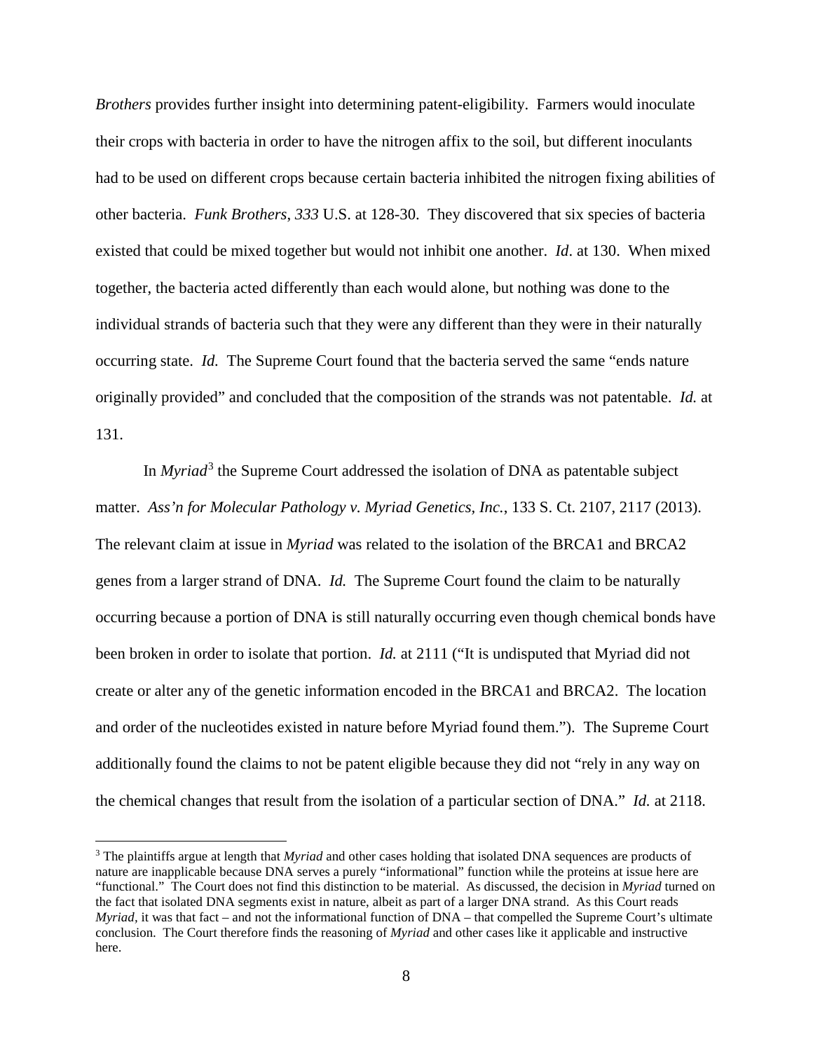*Brothers* provides further insight into determining patent-eligibility. Farmers would inoculate their crops with bacteria in order to have the nitrogen affix to the soil, but different inoculants had to be used on different crops because certain bacteria inhibited the nitrogen fixing abilities of other bacteria. *Funk Brothers*, *333* U.S. at 128-30. They discovered that six species of bacteria existed that could be mixed together but would not inhibit one another. *Id*. at 130. When mixed together, the bacteria acted differently than each would alone, but nothing was done to the individual strands of bacteria such that they were any different than they were in their naturally occurring state. *Id.* The Supreme Court found that the bacteria served the same "ends nature originally provided" and concluded that the composition of the strands was not patentable. *Id.* at 131.

In *Myriad*[3] the Supreme Court addressed the isolation of DNA as patentable subject matter. *Ass'n for Molecular Pathology v. Myriad Genetics, Inc.*, 133 S. Ct. 2107, 2117 (2013). The relevant claim at issue in *Myriad* was related to the isolation of the BRCA1 and BRCA2 genes from a larger strand of DNA. *Id.* The Supreme Court found the claim to be naturally occurring because a portion of DNA is still naturally occurring even though chemical bonds have been broken in order to isolate that portion. *Id.* at 2111 ("It is undisputed that Myriad did not create or alter any of the genetic information encoded in the BRCA1 and BRCA2. The location and order of the nucleotides existed in nature before Myriad found them."). The Supreme Court additionally found the claims to not be patent eligible because they did not "rely in any way on the chemical changes that result from the isolation of a particular section of DNA." *Id.* at 2118.

[3] The plaintiffs argue at length that *Myriad* and other cases holding that isolated DNA sequences are products of nature are inapplicable because DNA serves a purely "informational" function while the proteins at issue here are "functional." The Court does not find this distinction to be material. As discussed, the decision in *Myriad* turned on the fact that isolated DNA segments exist in nature, albeit as part of a larger DNA strand. As this Court reads *Myriad*, it was that fact – and not the informational function of DNA – that compelled the Supreme Court's ultimate conclusion. The Court therefore finds the reasoning of *Myriad* and other cases like it applicable and instructive here.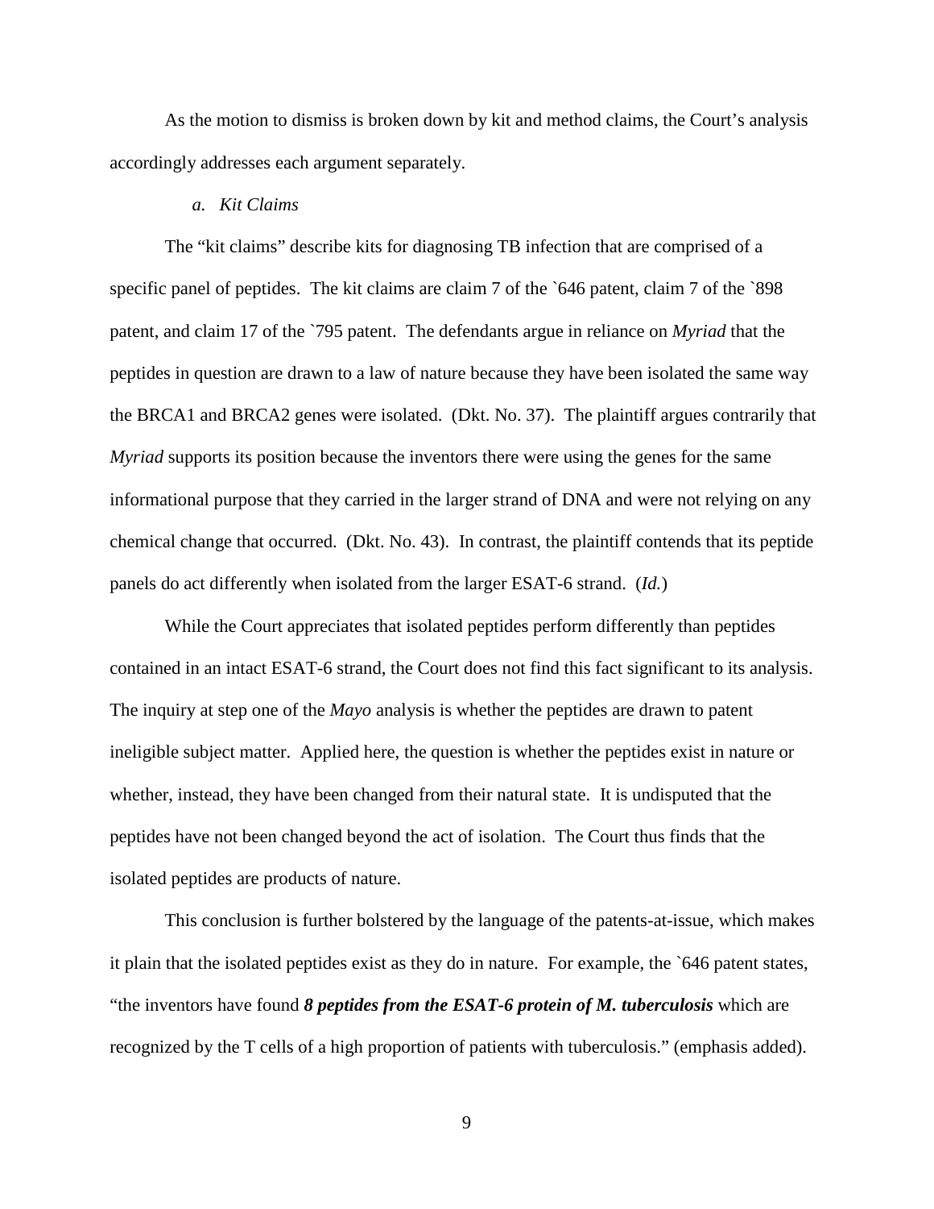As the motion to dismiss is broken down by kit and method claims, the Court's analysis accordingly addresses each argument separately.

*a. Kit Claims*

The "kit claims" describe kits for diagnosing TB infection that are comprised of a specific panel of peptides. The kit claims are claim 7 of the `646 patent, claim 7 of the `898 patent, and claim 17 of the `795 patent. The defendants argue in reliance on *Myriad* that the peptides in question are drawn to a law of nature because they have been isolated the same way the BRCA1 and BRCA2 genes were isolated. (Dkt. No. 37). The plaintiff argues contrarily that *Myriad* supports its position because the inventors there were using the genes for the same informational purpose that they carried in the larger strand of DNA and were not relying on any chemical change that occurred. (Dkt. No. 43). In contrast, the plaintiff contends that its peptide panels do act differently when isolated from the larger ESAT-6 strand. (*Id.*)

While the Court appreciates that isolated peptides perform differently than peptides contained in an intact ESAT-6 strand, the Court does not find this fact significant to its analysis. The inquiry at step one of the *Mayo* analysis is whether the peptides are drawn to patent ineligible subject matter. Applied here, the question is whether the peptides exist in nature or whether, instead, they have been changed from their natural state. It is undisputed that the peptides have not been changed beyond the act of isolation. The Court thus finds that the isolated peptides are products of nature.

This conclusion is further bolstered by the language of the patents-at-issue, which makes it plain that the isolated peptides exist as they do in nature. For example, the `646 patent states, "the inventors have found ***8 peptides from the ESAT-6 protein of M. tuberculosis*** which are recognized by the T cells of a high proportion of patients with tuberculosis." (emphasis added).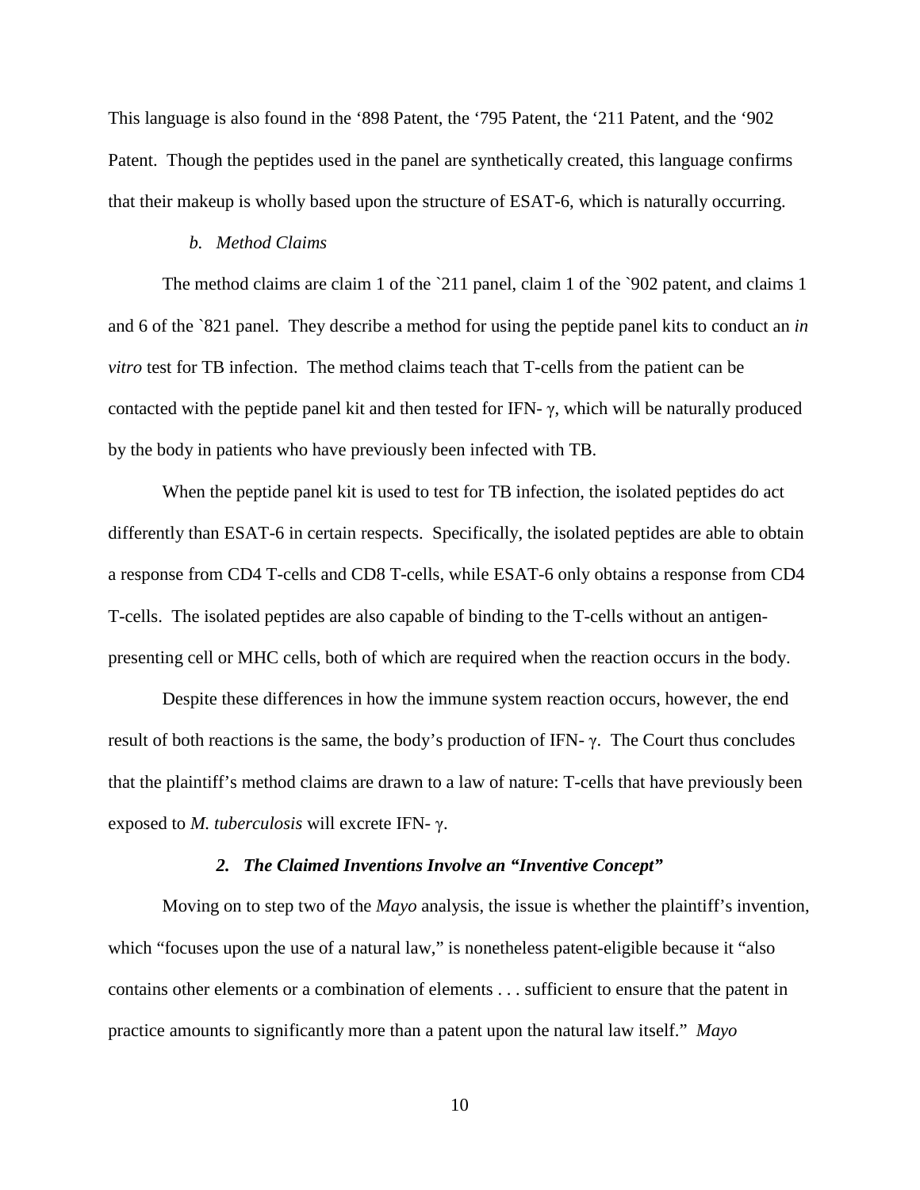This language is also found in the '898 Patent, the '795 Patent, the '211 Patent, and the '902 Patent. Though the peptides used in the panel are synthetically created, this language confirms that their makeup is wholly based upon the structure of ESAT-6, which is naturally occurring.

*b. Method Claims*

The method claims are claim 1 of the `211 panel, claim 1 of the `902 patent, and claims 1 and 6 of the `821 panel. They describe a method for using the peptide panel kits to conduct an *in vitro* test for TB infection. The method claims teach that T-cells from the patient can be contacted with the peptide panel kit and then tested for IFN- γ, which will be naturally produced by the body in patients who have previously been infected with TB.

When the peptide panel kit is used to test for TB infection, the isolated peptides do act differently than ESAT-6 in certain respects. Specifically, the isolated peptides are able to obtain a response from CD4 T-cells and CD8 T-cells, while ESAT-6 only obtains a response from CD4 T-cells. The isolated peptides are also capable of binding to the T-cells without an antigen-presenting cell or MHC cells, both of which are required when the reaction occurs in the body.

Despite these differences in how the immune system reaction occurs, however, the end result of both reactions is the same, the body's production of IFN- γ. The Court thus concludes that the plaintiff's method claims are drawn to a law of nature: T-cells that have previously been exposed to *M. tuberculosis* will excrete IFN- γ.

***2. The Claimed Inventions Involve an "Inventive Concept"***

Moving on to step two of the *Mayo* analysis, the issue is whether the plaintiff's invention, which "focuses upon the use of a natural law," is nonetheless patent-eligible because it "also contains other elements or a combination of elements . . . sufficient to ensure that the patent in practice amounts to significantly more than a patent upon the natural law itself." *Mayo*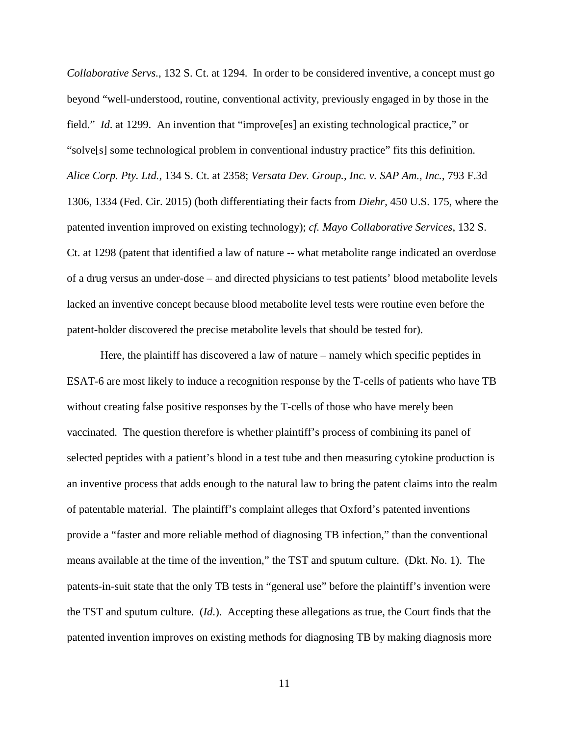*Collaborative Servs.*, 132 S. Ct. at 1294. In order to be considered inventive, a concept must go beyond "well-understood, routine, conventional activity, previously engaged in by those in the field." *Id*. at 1299. An invention that "improve[es] an existing technological practice," or "solve[s] some technological problem in conventional industry practice" fits this definition. *Alice Corp. Pty. Ltd.*, 134 S. Ct. at 2358; *Versata Dev. Group., Inc. v. SAP Am., Inc.*, 793 F.3d 1306, 1334 (Fed. Cir. 2015) (both differentiating their facts from *Diehr*, 450 U.S. 175, where the patented invention improved on existing technology); *cf. Mayo Collaborative Services*, 132 S. Ct. at 1298 (patent that identified a law of nature -- what metabolite range indicated an overdose of a drug versus an under-dose – and directed physicians to test patients' blood metabolite levels lacked an inventive concept because blood metabolite level tests were routine even before the patent-holder discovered the precise metabolite levels that should be tested for).

Here, the plaintiff has discovered a law of nature – namely which specific peptides in ESAT-6 are most likely to induce a recognition response by the T-cells of patients who have TB without creating false positive responses by the T-cells of those who have merely been vaccinated. The question therefore is whether plaintiff's process of combining its panel of selected peptides with a patient's blood in a test tube and then measuring cytokine production is an inventive process that adds enough to the natural law to bring the patent claims into the realm of patentable material. The plaintiff's complaint alleges that Oxford's patented inventions provide a "faster and more reliable method of diagnosing TB infection," than the conventional means available at the time of the invention," the TST and sputum culture. (Dkt. No. 1). The patents-in-suit state that the only TB tests in "general use" before the plaintiff's invention were the TST and sputum culture. (*Id*.). Accepting these allegations as true, the Court finds that the patented invention improves on existing methods for diagnosing TB by making diagnosis more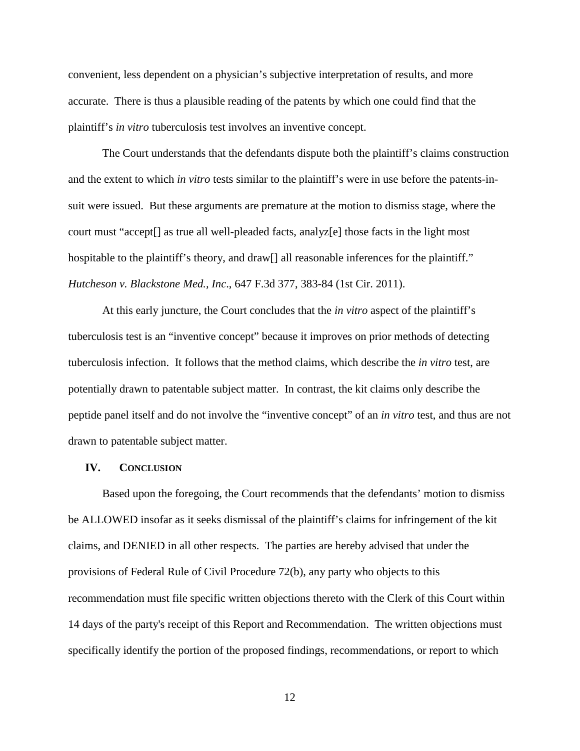convenient, less dependent on a physician's subjective interpretation of results, and more accurate. There is thus a plausible reading of the patents by which one could find that the plaintiff's *in vitro* tuberculosis test involves an inventive concept.

The Court understands that the defendants dispute both the plaintiff's claims construction and the extent to which *in vitro* tests similar to the plaintiff's were in use before the patents-in-suit were issued. But these arguments are premature at the motion to dismiss stage, where the court must "accept[] as true all well-pleaded facts, analyz[e] those facts in the light most hospitable to the plaintiff's theory, and draw[] all reasonable inferences for the plaintiff." *Hutcheson v. Blackstone Med., Inc*., 647 F.3d 377, 383-84 (1st Cir. 2011).

At this early juncture, the Court concludes that the *in vitro* aspect of the plaintiff's tuberculosis test is an "inventive concept" because it improves on prior methods of detecting tuberculosis infection. It follows that the method claims, which describe the *in vitro* test, are potentially drawn to patentable subject matter. In contrast, the kit claims only describe the peptide panel itself and do not involve the "inventive concept" of an *in vitro* test, and thus are not drawn to patentable subject matter.

## IV. Conclusion

Based upon the foregoing, the Court recommends that the defendants' motion to dismiss be ALLOWED insofar as it seeks dismissal of the plaintiff's claims for infringement of the kit claims, and DENIED in all other respects. The parties are hereby advised that under the provisions of Federal Rule of Civil Procedure 72(b), any party who objects to this recommendation must file specific written objections thereto with the Clerk of this Court within 14 days of the party's receipt of this Report and Recommendation. The written objections must specifically identify the portion of the proposed findings, recommendations, or report to which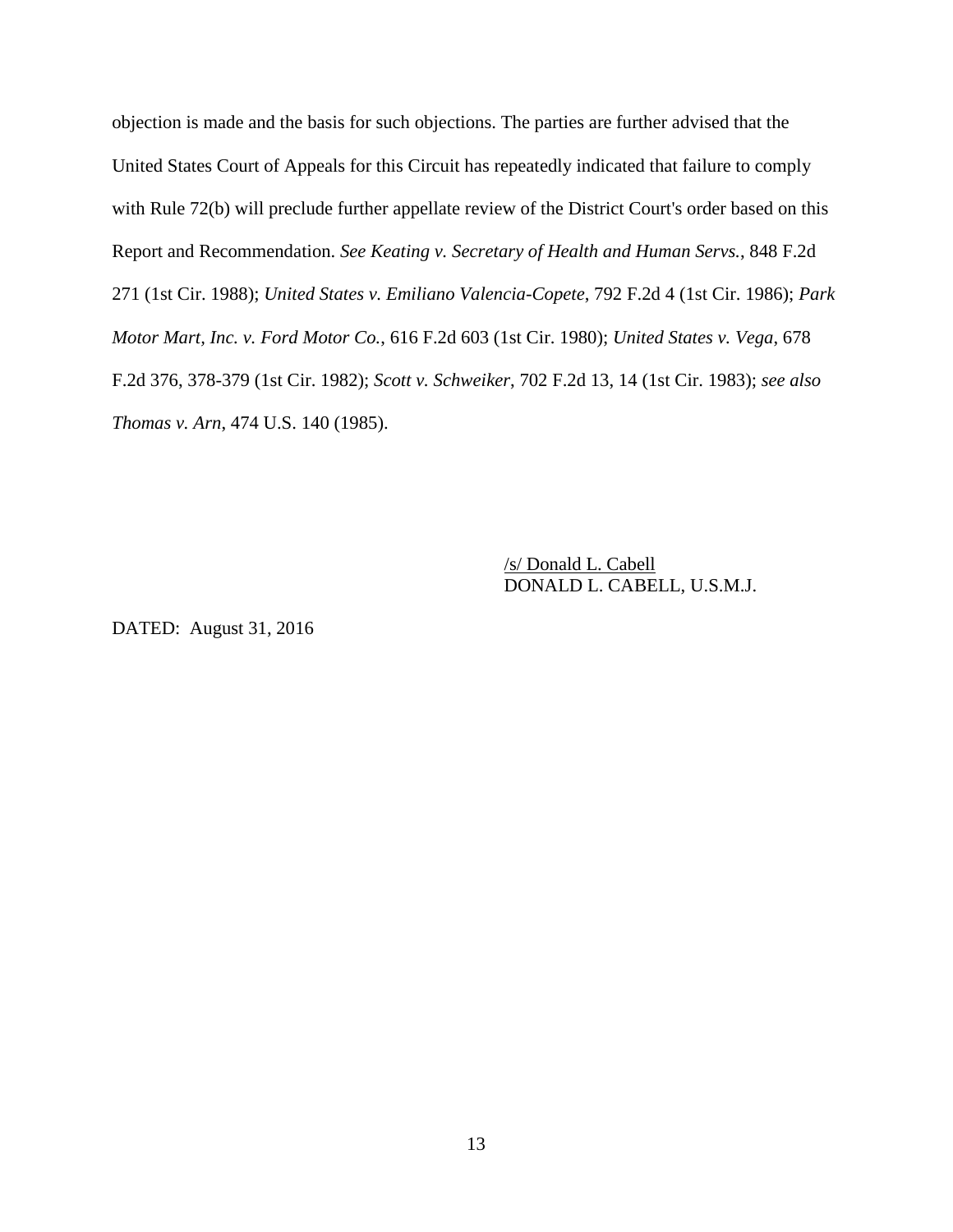objection is made and the basis for such objections. The parties are further advised that the United States Court of Appeals for this Circuit has repeatedly indicated that failure to comply with Rule 72(b) will preclude further appellate review of the District Court's order based on this Report and Recommendation. *See Keating v. Secretary of Health and Human Servs.*, 848 F.2d 271 (1st Cir. 1988); *United States v. Emiliano Valencia-Copete*, 792 F.2d 4 (1st Cir. 1986); *Park Motor Mart, Inc. v. Ford Motor Co.*, 616 F.2d 603 (1st Cir. 1980); *United States v. Vega*, 678 F.2d 376, 378-379 (1st Cir. 1982); *Scott v. Schweiker*, 702 F.2d 13, 14 (1st Cir. 1983); *see also Thomas v. Arn*, 474 U.S. 140 (1985).

/s/ Donald L. Cabell
DONALD L. CABELL, U.S.M.J.

DATED: August 31, 2016